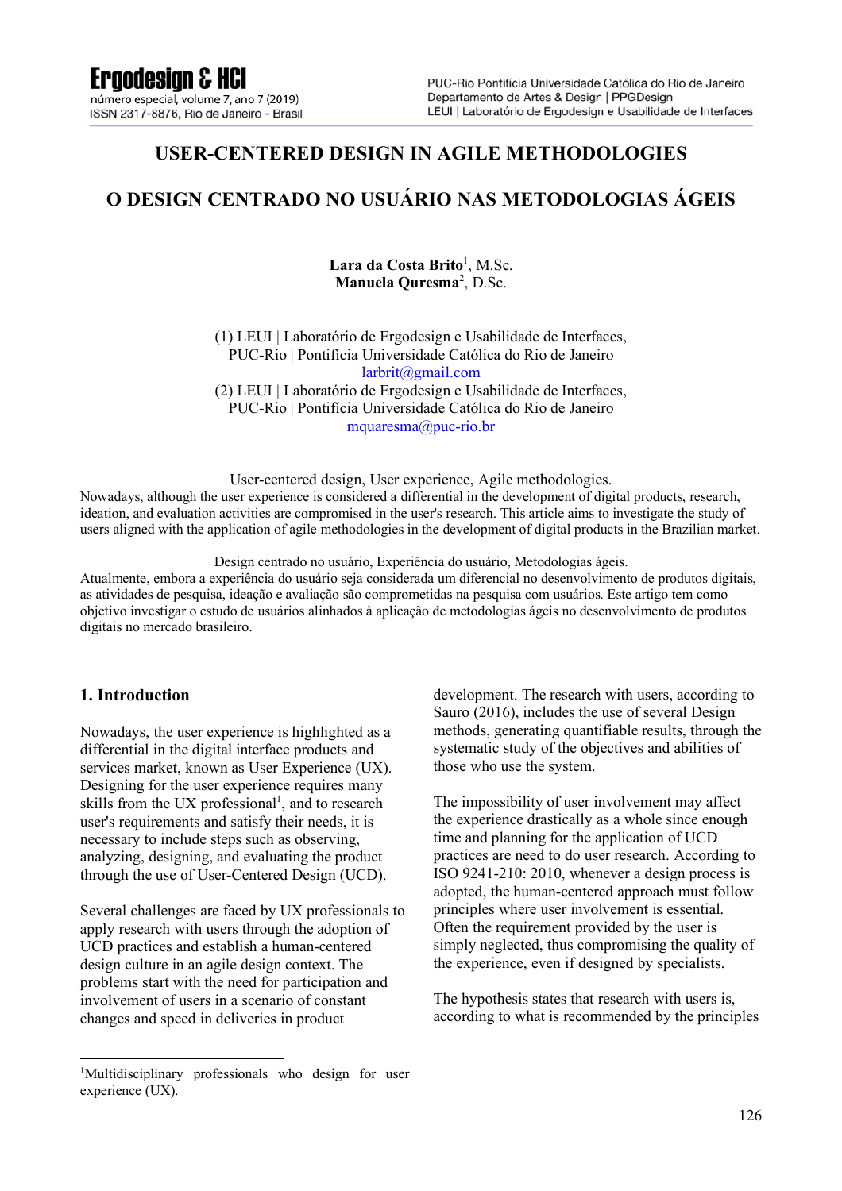# USER-CENTERED DESIGN IN AGILE METHODOLOGIES

# O DESIGN CENTRADO NO USUÁRIO NAS METODOLOGIAS ÁGEIS

**Lara da Costa Brito**[1], M.Sc.
**Manuela Quresma**[2], D.Sc.

(1) LEUI | Laboratório de Ergodesign e Usabilidade de Interfaces,
PUC-Rio | Pontifícia Universidade Católica do Rio de Janeiro
larbrit@gmail.com
(2) LEUI | Laboratório de Ergodesign e Usabilidade de Interfaces,
PUC-Rio | Pontifícia Universidade Católica do Rio de Janeiro
mquaresma@puc-rio.br

User-centered design, User experience, Agile methodologies.
Nowadays, although the user experience is considered a differential in the development of digital products, research, ideation, and evaluation activities are compromised in the user's research. This article aims to investigate the study of users aligned with the application of agile methodologies in the development of digital products in the Brazilian market.

Design centrado no usuário, Experiência do usuário, Metodologias ágeis.
Atualmente, embora a experiência do usuário seja considerada um diferencial no desenvolvimento de produtos digitais, as atividades de pesquisa, ideação e avaliação são comprometidas na pesquisa com usuários. Este artigo tem como objetivo investigar o estudo de usuários alinhados à aplicação de metodologias ágeis no desenvolvimento de produtos digitais no mercado brasileiro.

## 1. Introduction

Nowadays, the user experience is highlighted as a differential in the digital interface products and services market, known as User Experience (UX). Designing for the user experience requires many skills from the UX professional[1], and to research user's requirements and satisfy their needs, it is necessary to include steps such as observing, analyzing, designing, and evaluating the product through the use of User-Centered Design (UCD).

Several challenges are faced by UX professionals to apply research with users through the adoption of UCD practices and establish a human-centered design culture in an agile design context. The problems start with the need for participation and involvement of users in a scenario of constant changes and speed in deliveries in product development. The research with users, according to Sauro (2016), includes the use of several Design methods, generating quantifiable results, through the systematic study of the objectives and abilities of those who use the system.

The impossibility of user involvement may affect the experience drastically as a whole since enough time and planning for the application of UCD practices are need to do user research. According to ISO 9241-210: 2010, whenever a design process is adopted, the human-centered approach must follow principles where user involvement is essential. Often the requirement provided by the user is simply neglected, thus compromising the quality of the experience, even if designed by specialists.

The hypothesis states that research with users is, according to what is recommended by the principles

[1] Multidisciplinary professionals who design for user experience (UX).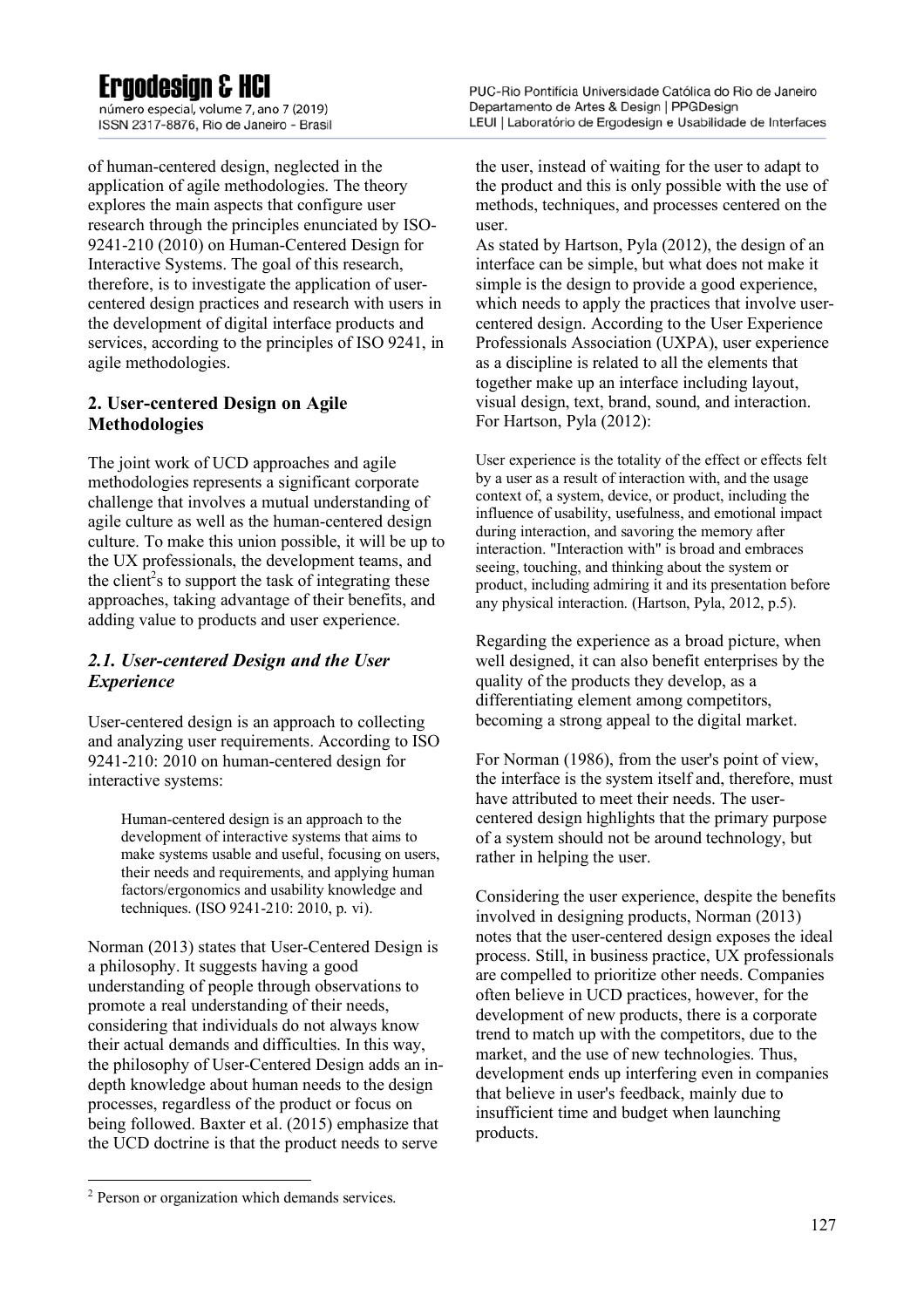of human-centered design, neglected in the application of agile methodologies. The theory explores the main aspects that configure user research through the principles enunciated by ISO-9241-210 (2010) on Human-Centered Design for Interactive Systems. The goal of this research, therefore, is to investigate the application of user-centered design practices and research with users in the development of digital interface products and services, according to the principles of ISO 9241, in agile methodologies.

## 2. User-centered Design on Agile Methodologies

The joint work of UCD approaches and agile methodologies represents a significant corporate challenge that involves a mutual understanding of agile culture as well as the human-centered design culture. To make this union possible, it will be up to the UX professionals, the development teams, and the client[2]s to support the task of integrating these approaches, taking advantage of their benefits, and adding value to products and user experience.

### *2.1. User-centered Design and the User Experience*

User-centered design is an approach to collecting and analyzing user requirements. According to ISO 9241-210: 2010 on human-centered design for interactive systems:

> Human-centered design is an approach to the development of interactive systems that aims to make systems usable and useful, focusing on users, their needs and requirements, and applying human factors/ergonomics and usability knowledge and techniques. (ISO 9241-210: 2010, p. vi).

Norman (2013) states that User-Centered Design is a philosophy. It suggests having a good understanding of people through observations to promote a real understanding of their needs, considering that individuals do not always know their actual demands and difficulties. In this way, the philosophy of User-Centered Design adds an in-depth knowledge about human needs to the design processes, regardless of the product or focus on being followed. Baxter et al. (2015) emphasize that the UCD doctrine is that the product needs to serve the user, instead of waiting for the user to adapt to the product and this is only possible with the use of methods, techniques, and processes centered on the user.

As stated by Hartson, Pyla (2012), the design of an interface can be simple, but what does not make it simple is the design to provide a good experience, which needs to apply the practices that involve user-centered design. According to the User Experience Professionals Association (UXPA), user experience as a discipline is related to all the elements that together make up an interface including layout, visual design, text, brand, sound, and interaction. For Hartson, Pyla (2012):

> User experience is the totality of the effect or effects felt by a user as a result of interaction with, and the usage context of, a system, device, or product, including the influence of usability, usefulness, and emotional impact during interaction, and savoring the memory after interaction. "Interaction with" is broad and embraces seeing, touching, and thinking about the system or product, including admiring it and its presentation before any physical interaction. (Hartson, Pyla, 2012, p.5).

Regarding the experience as a broad picture, when well designed, it can also benefit enterprises by the quality of the products they develop, as a differentiating element among competitors, becoming a strong appeal to the digital market.

For Norman (1986), from the user's point of view, the interface is the system itself and, therefore, must have attributed to meet their needs. The user-centered design highlights that the primary purpose of a system should not be around technology, but rather in helping the user.

Considering the user experience, despite the benefits involved in designing products, Norman (2013) notes that the user-centered design exposes the ideal process. Still, in business practice, UX professionals are compelled to prioritize other needs. Companies often believe in UCD practices, however, for the development of new products, there is a corporate trend to match up with the competitors, due to the market, and the use of new technologies. Thus, development ends up interfering even in companies that believe in user's feedback, mainly due to insufficient time and budget when launching products.

[2] Person or organization which demands services.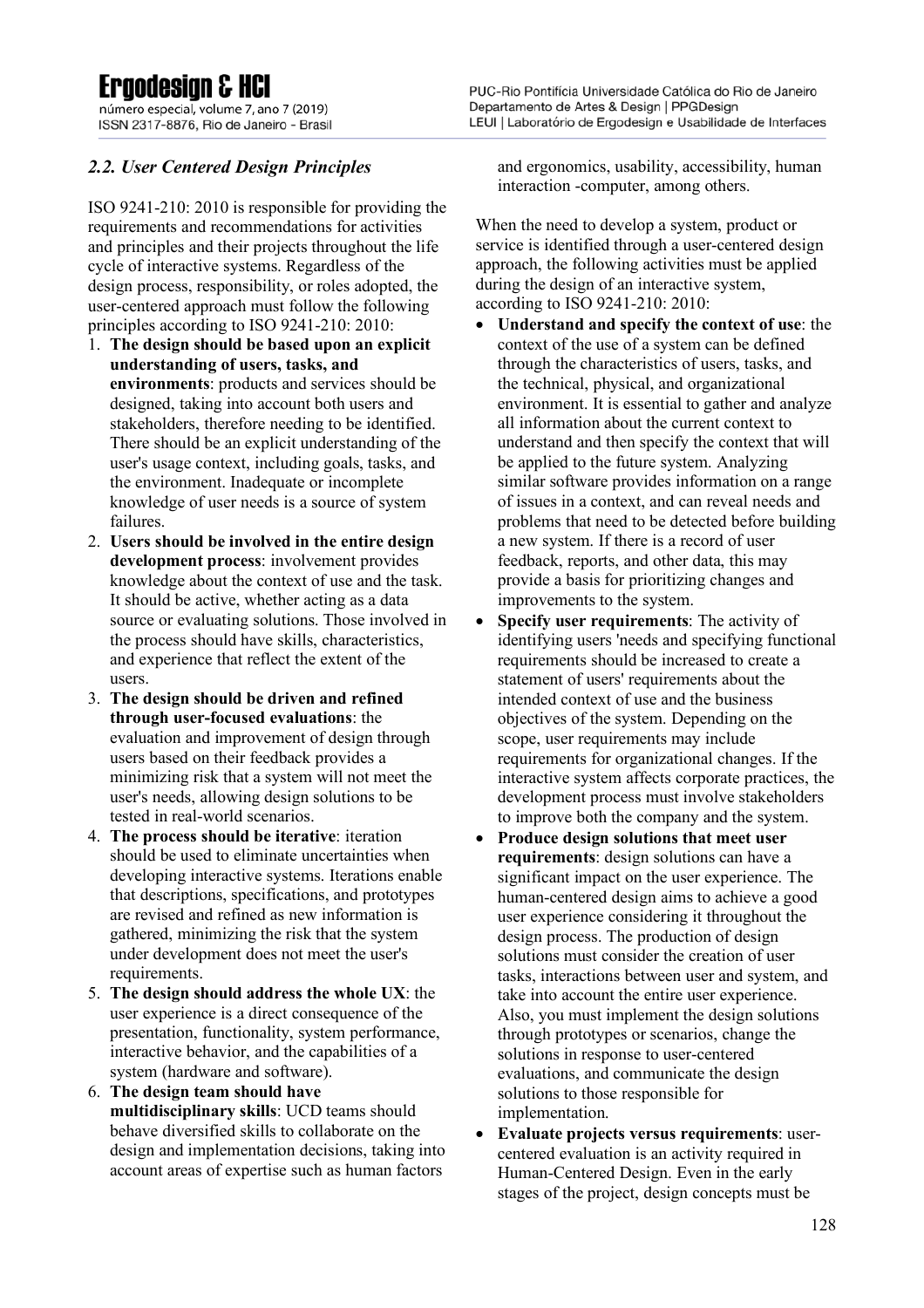### *2.2. User Centered Design Principles*

ISO 9241-210: 2010 is responsible for providing the requirements and recommendations for activities and principles and their projects throughout the life cycle of interactive systems. Regardless of the design process, responsibility, or roles adopted, the user-centered approach must follow the following principles according to ISO 9241-210: 2010:

1. **The design should be based upon an explicit understanding of users, tasks, and environments**: products and services should be designed, taking into account both users and stakeholders, therefore needing to be identified. There should be an explicit understanding of the user's usage context, including goals, tasks, and the environment. Inadequate or incomplete knowledge of user needs is a source of system failures.
2. **Users should be involved in the entire design development process**: involvement provides knowledge about the context of use and the task. It should be active, whether acting as a data source or evaluating solutions. Those involved in the process should have skills, characteristics, and experience that reflect the extent of the users.
3. **The design should be driven and refined through user-focused evaluations**: the evaluation and improvement of design through users based on their feedback provides a minimizing risk that a system will not meet the user's needs, allowing design solutions to be tested in real-world scenarios.
4. **The process should be iterative**: iteration should be used to eliminate uncertainties when developing interactive systems. Iterations enable that descriptions, specifications, and prototypes are revised and refined as new information is gathered, minimizing the risk that the system under development does not meet the user's requirements.
5. **The design should address the whole UX**: the user experience is a direct consequence of the presentation, functionality, system performance, interactive behavior, and the capabilities of a system (hardware and software).
6. **The design team should have multidisciplinary skills**: UCD teams should behave diversified skills to collaborate on the design and implementation decisions, taking into account areas of expertise such as human factors and ergonomics, usability, accessibility, human interaction -computer, among others.

When the need to develop a system, product or service is identified through a user-centered design approach, the following activities must be applied during the design of an interactive system, according to ISO 9241-210: 2010:

- **Understand and specify the context of use**: the context of the use of a system can be defined through the characteristics of users, tasks, and the technical, physical, and organizational environment. It is essential to gather and analyze all information about the current context to understand and then specify the context that will be applied to the future system. Analyzing similar software provides information on a range of issues in a context, and can reveal needs and problems that need to be detected before building a new system. If there is a record of user feedback, reports, and other data, this may provide a basis for prioritizing changes and improvements to the system.
- **Specify user requirements**: The activity of identifying users 'needs and specifying functional requirements should be increased to create a statement of users' requirements about the intended context of use and the business objectives of the system. Depending on the scope, user requirements may include requirements for organizational changes. If the interactive system affects corporate practices, the development process must involve stakeholders to improve both the company and the system.
- **Produce design solutions that meet user requirements**: design solutions can have a significant impact on the user experience. The human-centered design aims to achieve a good user experience considering it throughout the design process. The production of design solutions must consider the creation of user tasks, interactions between user and system, and take into account the entire user experience. Also, you must implement the design solutions through prototypes or scenarios, change the solutions in response to user-centered evaluations, and communicate the design solutions to those responsible for implementation.
- **Evaluate projects versus requirements**: user-centered evaluation is an activity required in Human-Centered Design. Even in the early stages of the project, design concepts must be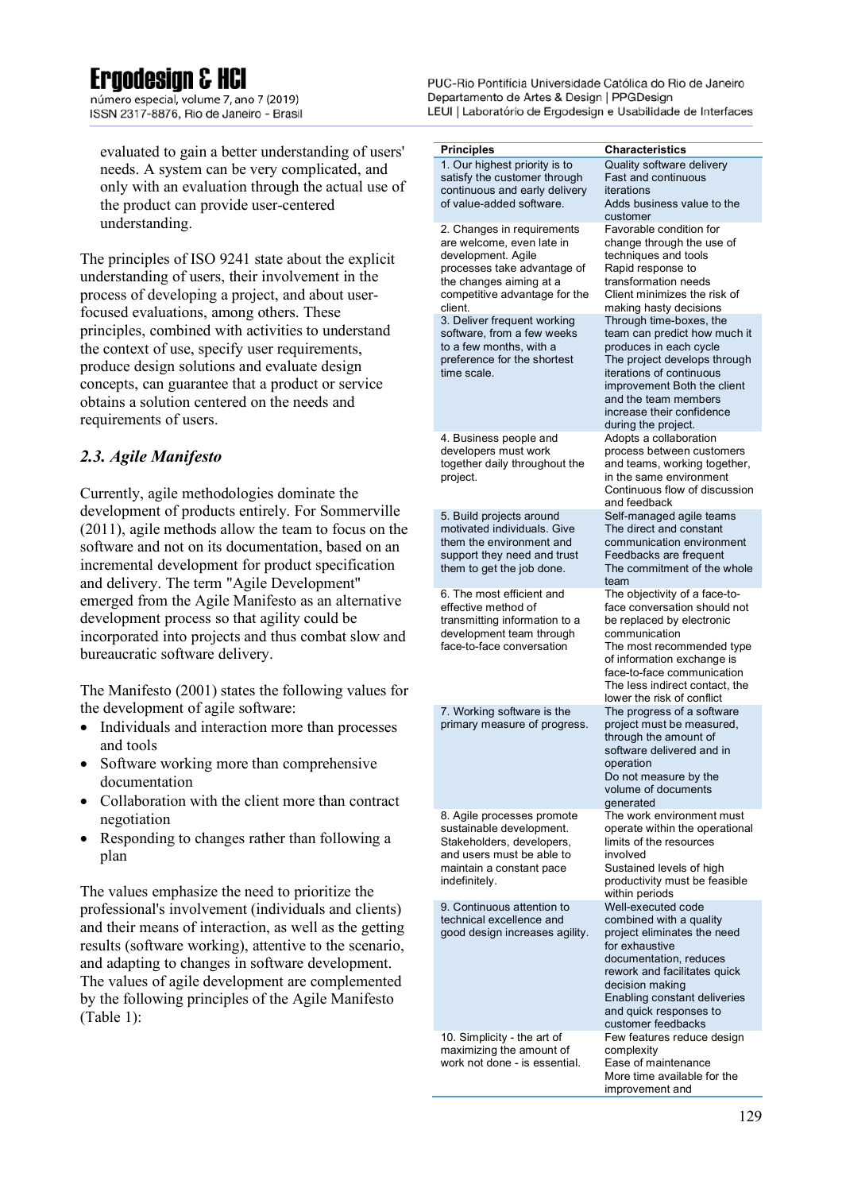evaluated to gain a better understanding of users' needs. A system can be very complicated, and only with an evaluation through the actual use of the product can provide user-centered understanding.

The principles of ISO 9241 state about the explicit understanding of users, their involvement in the process of developing a project, and about user-focused evaluations, among others. These principles, combined with activities to understand the context of use, specify user requirements, produce design solutions and evaluate design concepts, can guarantee that a product or service obtains a solution centered on the needs and requirements of users.

### *2.3. Agile Manifesto*

Currently, agile methodologies dominate the development of products entirely. For Sommerville (2011), agile methods allow the team to focus on the software and not on its documentation, based on an incremental development for product specification and delivery. The term "Agile Development" emerged from the Agile Manifesto as an alternative development process so that agility could be incorporated into projects and thus combat slow and bureaucratic software delivery.

The Manifesto (2001) states the following values for the development of agile software:

- Individuals and interaction more than processes and tools
- Software working more than comprehensive documentation
- Collaboration with the client more than contract negotiation
- Responding to changes rather than following a plan

The values emphasize the need to prioritize the professional's involvement (individuals and clients) and their means of interaction, as well as the getting results (software working), attentive to the scenario, and adapting to changes in software development. The values of agile development are complemented by the following principles of the Agile Manifesto (Table 1):

| Principles | Characteristics |
|---|---|
| 1. Our highest priority is to satisfy the customer through continuous and early delivery of value-added software. | Quality software delivery<br>Fast and continuous iterations<br>Adds business value to the customer |
| 2. Changes in requirements are welcome, even late in development. Agile processes take advantage of the changes aiming at a competitive advantage for the client. | Favorable condition for change through the use of techniques and tools<br>Rapid response to transformation needs<br>Client minimizes the risk of making hasty decisions |
| 3. Deliver frequent working software, from a few weeks to a few months, with a preference for the shortest time scale. | Through time-boxes, the team can predict how much it produces in each cycle<br>The project develops through iterations of continuous improvement Both the client and the team members increase their confidence during the project. |
| 4. Business people and developers must work together daily throughout the project. | Adopts a collaboration process between customers and teams, working together, in the same environment<br>Continuous flow of discussion and feedback |
| 5. Build projects around motivated individuals. Give them the environment and support they need and trust them to get the job done. | Self-managed agile teams<br>The direct and constant communication environment<br>Feedbacks are frequent<br>The commitment of the whole team |
| 6. The most efficient and effective method of transmitting information to a development team through face-to-face conversation | The objectivity of a face-to-face conversation should not be replaced by electronic communication<br>The most recommended type of information exchange is face-to-face communication<br>The less indirect contact, the lower the risk of conflict |
| 7. Working software is the primary measure of progress. | The progress of a software project must be measured, through the amount of software delivered and in operation<br>Do not measure by the volume of documents generated |
| 8. Agile processes promote sustainable development. Stakeholders, developers, and users must be able to maintain a constant pace indefinitely. | The work environment must operate within the operational limits of the resources involved<br>Sustained levels of high productivity must be feasible within periods |
| 9. Continuous attention to technical excellence and good design increases agility. | Well-executed code combined with a quality project eliminates the need for exhaustive documentation, reduces rework and facilitates quick decision making<br>Enabling constant deliveries and quick responses to customer feedbacks |
| 10. Simplicity - the art of maximizing the amount of work not done - is essential. | Few features reduce design complexity<br>Ease of maintenance<br>More time available for the improvement and |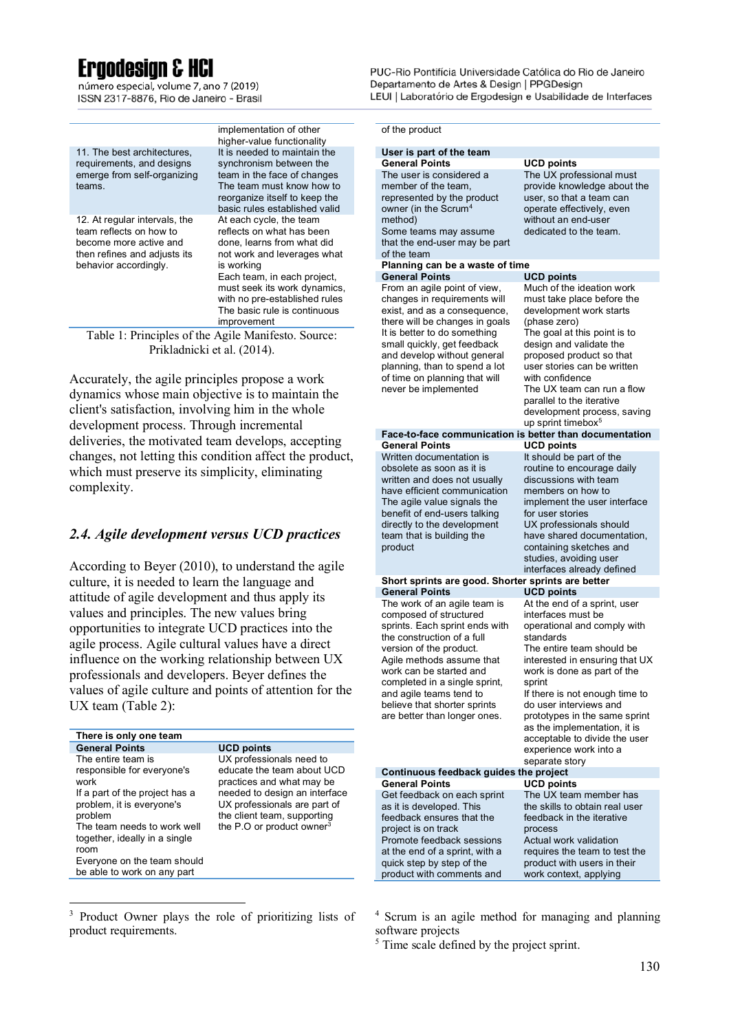| | |
|---|---|
| | implementation of other higher-value functionality |
| 11. The best architectures, requirements, and designs emerge from self-organizing teams. | It is needed to maintain the synchronism between the team in the face of changes<br>The team must know how to reorganize itself to keep the basic rules established valid |
| 12. At regular intervals, the team reflects on how to become more active and then refines and adjusts its behavior accordingly. | At each cycle, the team reflects on what has been done, learns from what did not work and leverages what is working<br>Each team, in each project, must seek its work dynamics, with no pre-established rules<br>The basic rule is continuous improvement |

Table 1: Principles of the Agile Manifesto. Source: Prikladnicki et al. (2014).

Accurately, the agile principles propose a work dynamics whose main objective is to maintain the client's satisfaction, involving him in the whole development process. Through incremental deliveries, the motivated team develops, accepting changes, not letting this condition affect the product, which must preserve its simplicity, eliminating complexity.

### *2.4. Agile development versus UCD practices*

According to Beyer (2010), to understand the agile culture, it is needed to learn the language and attitude of agile development and thus apply its values and principles. The new values bring opportunities to integrate UCD practices into the agile process. Agile cultural values have a direct influence on the working relationship between UX professionals and developers. Beyer defines the values of agile culture and points of attention for the UX team (Table 2):

| **There is only one team** | |
|---|---|
| **General Points** | **UCD points** |
| The entire team is responsible for everyone's work<br>If a part of the project has a problem, it is everyone's problem<br>The team needs to work well together, ideally in a single room<br>Everyone on the team should be able to work on any part of the product | UX professionals need to educate the team about UCD practices and what may be needed to design an interface<br>UX professionals are part of the client team, supporting the P.O or product owner[3] |
| **User is part of the team** | |
| **General Points** | **UCD points** |
| The user is considered a member of the team, represented by the product owner (in the Scrum[4] method)<br>Some teams may assume that the end-user may be part of the team | The UX professional must provide knowledge about the user, so that a team can operate effectively, even without an end-user dedicated to the team. |
| **Planning can be a waste of time** | |
| **General Points** | **UCD points** |
| From an agile point of view, changes in requirements will exist, and as a consequence, there will be changes in goals<br>It is better to do something small quickly, get feedback and develop without general planning, than to spend a lot of time on planning that will never be implemented | Much of the ideation work must take place before the development work starts (phase zero)<br>The goal at this point is to design and validate the proposed product so that user stories can be written with confidence<br>The UX team can run a flow parallel to the iterative development process, saving up sprint timebox[5] |
| **Face-to-face communication is better than documentation** | |
| **General Points** | **UCD points** |
| Written documentation is obsolete as soon as it is written and does not usually have efficient communication<br>The agile value signals the benefit of end-users talking directly to the development team that is building the product | It should be part of the routine to encourage daily discussions with team members on how to implement the user interface for user stories<br>UX professionals should have shared documentation, containing sketches and studies, avoiding user interfaces already defined |
| **Short sprints are good. Shorter sprints are better** | |
| **General Points** | **UCD points** |
| The work of an agile team is composed of structured sprints. Each sprint ends with the construction of a full version of the product.<br>Agile methods assume that work can be started and completed in a single sprint, and agile teams tend to believe that shorter sprints are better than longer ones. | At the end of a sprint, user interfaces must be operational and comply with standards<br>The entire team should be interested in ensuring that UX work is done as part of the sprint<br>If there is not enough time to do user interviews and prototypes in the same sprint as the implementation, it is acceptable to divide the user experience work into a separate story |
| **Continuous feedback guides the project** | |
| **General Points** | **UCD points** |
| Get feedback on each sprint as it is developed. This feedback ensures that the project is on track<br>Promote feedback sessions at the end of a sprint, with a quick step by step of the product with comments and | The UX team member has the skills to obtain real user feedback in the iterative process<br>Actual work validation requires the team to test the product with users in their work context, applying |

[3] Product Owner plays the role of prioritizing lists of product requirements.

[4] Scrum is an agile method for managing and planning software projects

[5] Time scale defined by the project sprint.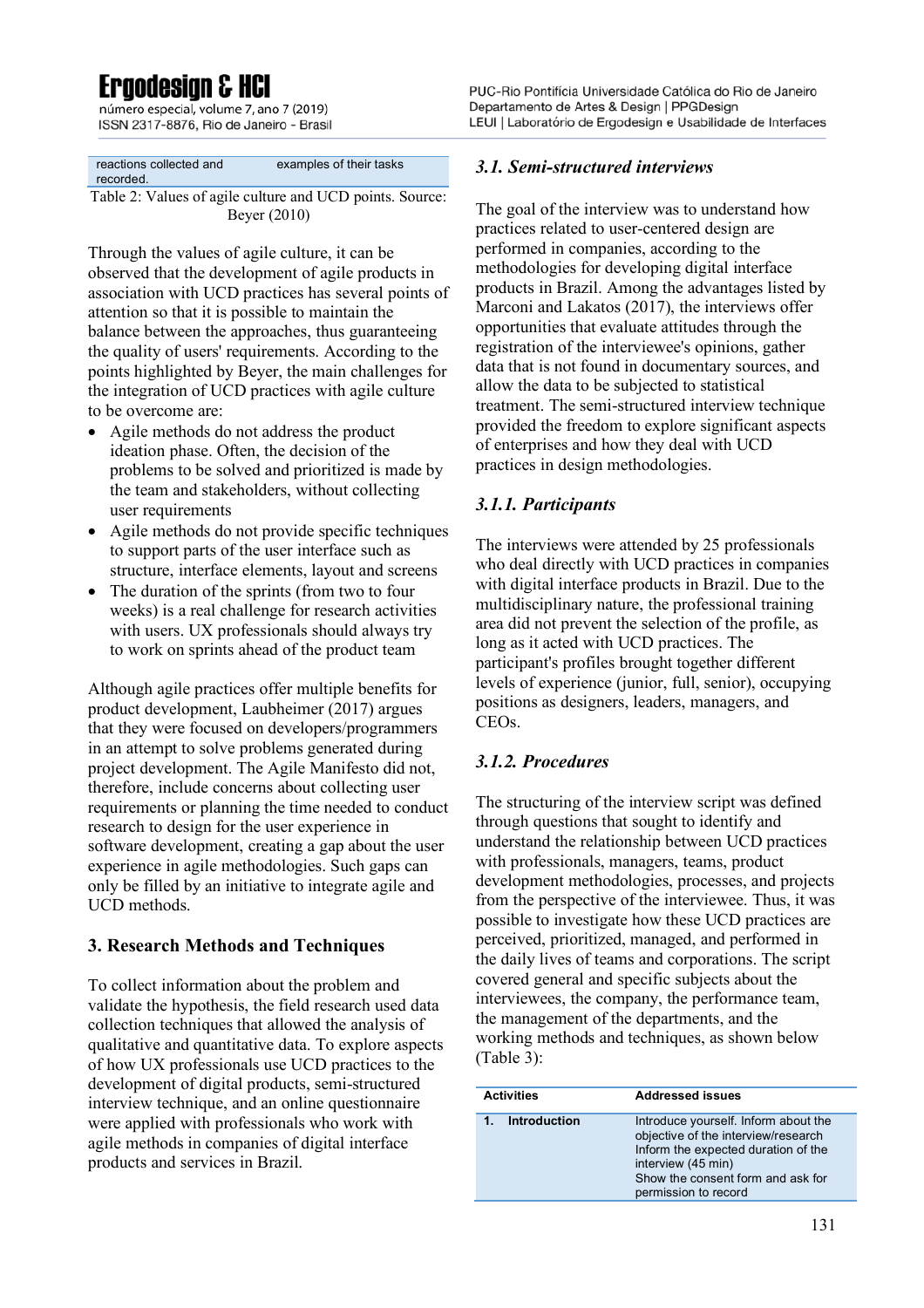| | |
|---|---|
| reactions collected and recorded. | examples of their tasks |

Table 2: Values of agile culture and UCD points. Source: Beyer (2010)

Through the values of agile culture, it can be observed that the development of agile products in association with UCD practices has several points of attention so that it is possible to maintain the balance between the approaches, thus guaranteeing the quality of users' requirements. According to the points highlighted by Beyer, the main challenges for the integration of UCD practices with agile culture to be overcome are:

- Agile methods do not address the product ideation phase. Often, the decision of the problems to be solved and prioritized is made by the team and stakeholders, without collecting user requirements
- Agile methods do not provide specific techniques to support parts of the user interface such as structure, interface elements, layout and screens
- The duration of the sprints (from two to four weeks) is a real challenge for research activities with users. UX professionals should always try to work on sprints ahead of the product team

Although agile practices offer multiple benefits for product development, Laubheimer (2017) argues that they were focused on developers/programmers in an attempt to solve problems generated during project development. The Agile Manifesto did not, therefore, include concerns about collecting user requirements or planning the time needed to conduct research to design for the user experience in software development, creating a gap about the user experience in agile methodologies. Such gaps can only be filled by an initiative to integrate agile and UCD methods.

## 3. Research Methods and Techniques

To collect information about the problem and validate the hypothesis, the field research used data collection techniques that allowed the analysis of qualitative and quantitative data. To explore aspects of how UX professionals use UCD practices to the development of digital products, semi-structured interview technique, and an online questionnaire were applied with professionals who work with agile methods in companies of digital interface products and services in Brazil.

### *3.1. Semi-structured interviews*

The goal of the interview was to understand how practices related to user-centered design are performed in companies, according to the methodologies for developing digital interface products in Brazil. Among the advantages listed by Marconi and Lakatos (2017), the interviews offer opportunities that evaluate attitudes through the registration of the interviewee's opinions, gather data that is not found in documentary sources, and allow the data to be subjected to statistical treatment. The semi-structured interview technique provided the freedom to explore significant aspects of enterprises and how they deal with UCD practices in design methodologies.

#### *3.1.1. Participants*

The interviews were attended by 25 professionals who deal directly with UCD practices in companies with digital interface products in Brazil. Due to the multidisciplinary nature, the professional training area did not prevent the selection of the profile, as long as it acted with UCD practices. The participant's profiles brought together different levels of experience (junior, full, senior), occupying positions as designers, leaders, managers, and CEOs.

#### *3.1.2. Procedures*

The structuring of the interview script was defined through questions that sought to identify and understand the relationship between UCD practices with professionals, managers, teams, product development methodologies, processes, and projects from the perspective of the interviewee. Thus, it was possible to investigate how these UCD practices are perceived, prioritized, managed, and performed in the daily lives of teams and corporations. The script covered general and specific subjects about the interviewees, the company, the performance team, the management of the departments, and the working methods and techniques, as shown below (Table 3):

| Activities | Addressed issues |
|---|---|
| 1. Introduction | Introduce yourself. Inform about the objective of the interview/research<br>Inform the expected duration of the interview (45 min)<br>Show the consent form and ask for permission to record |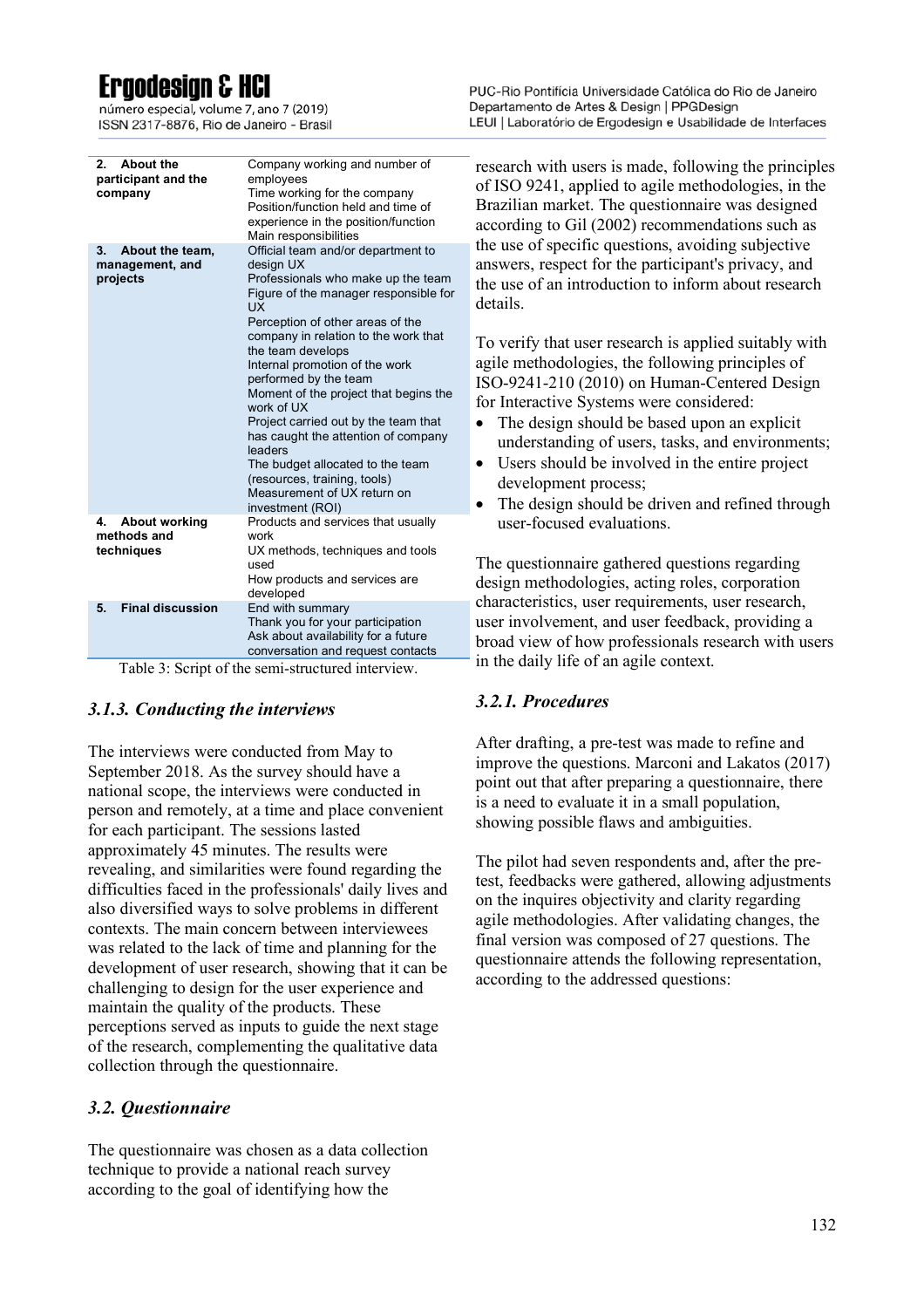| | |
|---|---|
| **2. About the participant and the company** | Company working and number of employees<br>Time working for the company<br>Position/function held and time of experience in the position/function<br>Main responsibilities |
| **3. About the team, management, and projects** | Official team and/or department to design UX<br>Professionals who make up the team<br>Figure of the manager responsible for UX<br>Perception of other areas of the company in relation to the work that the team develops<br>Internal promotion of the work performed by the team<br>Moment of the project that begins the work of UX<br>Project carried out by the team that has caught the attention of company leaders<br>The budget allocated to the team (resources, training, tools)<br>Measurement of UX return on investment (ROI) |
| **4. About working methods and techniques** | Products and services that usually work<br>UX methods, techniques and tools used<br>How products and services are developed |
| **5. Final discussion** | End with summary<br>Thank you for your participation<br>Ask about availability for a future conversation and request contacts |

Table 3: Script of the semi-structured interview.

### *3.1.3. Conducting the interviews*

The interviews were conducted from May to September 2018. As the survey should have a national scope, the interviews were conducted in person and remotely, at a time and place convenient for each participant. The sessions lasted approximately 45 minutes. The results were revealing, and similarities were found regarding the difficulties faced in the professionals' daily lives and also diversified ways to solve problems in different contexts. The main concern between interviewees was related to the lack of time and planning for the development of user research, showing that it can be challenging to design for the user experience and maintain the quality of the products. These perceptions served as inputs to guide the next stage of the research, complementing the qualitative data collection through the questionnaire.

## *3.2. Questionnaire*

The questionnaire was chosen as a data collection technique to provide a national reach survey according to the goal of identifying how the research with users is made, following the principles of ISO 9241, applied to agile methodologies, in the Brazilian market. The questionnaire was designed according to Gil (2002) recommendations such as the use of specific questions, avoiding subjective answers, respect for the participant's privacy, and the use of an introduction to inform about research details.

To verify that user research is applied suitably with agile methodologies, the following principles of ISO-9241-210 (2010) on Human-Centered Design for Interactive Systems were considered:

- The design should be based upon an explicit understanding of users, tasks, and environments;
- Users should be involved in the entire project development process;
- The design should be driven and refined through user-focused evaluations.

The questionnaire gathered questions regarding design methodologies, acting roles, corporation characteristics, user requirements, user research, user involvement, and user feedback, providing a broad view of how professionals research with users in the daily life of an agile context.

### *3.2.1. Procedures*

After drafting, a pre-test was made to refine and improve the questions. Marconi and Lakatos (2017) point out that after preparing a questionnaire, there is a need to evaluate it in a small population, showing possible flaws and ambiguities.

The pilot had seven respondents and, after the pre-test, feedbacks were gathered, allowing adjustments on the inquires objectivity and clarity regarding agile methodologies. After validating changes, the final version was composed of 27 questions. The questionnaire attends the following representation, according to the addressed questions: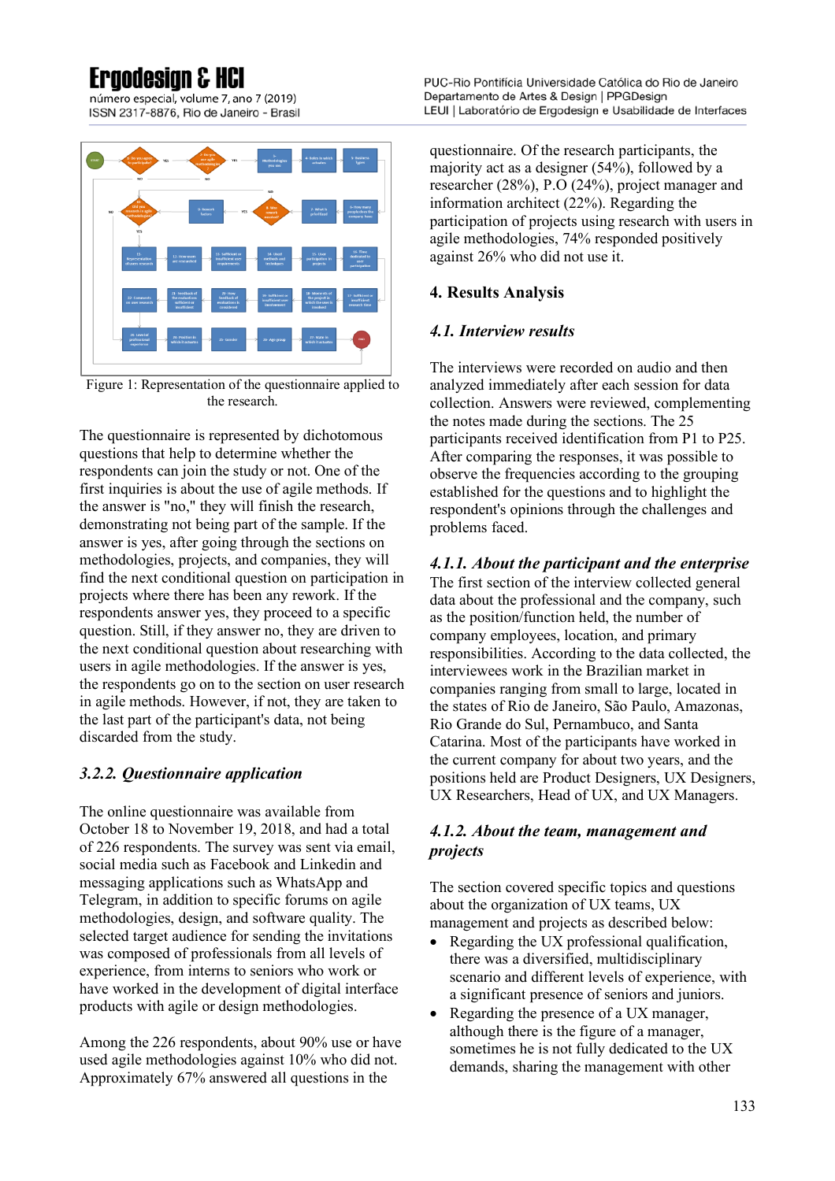Figure 1: Representation of the questionnaire applied to the research.

The questionnaire is represented by dichotomous questions that help to determine whether the respondents can join the study or not. One of the first inquiries is about the use of agile methods. If the answer is "no," they will finish the research, demonstrating not being part of the sample. If the answer is yes, after going through the sections on methodologies, projects, and companies, they will find the next conditional question on participation in projects where there has been any rework. If the respondents answer yes, they proceed to a specific question. Still, if they answer no, they are driven to the next conditional question about researching with users in agile methodologies. If the answer is yes, the respondents go on to the section on user research in agile methods. However, if not, they are taken to the last part of the participant's data, not being discarded from the study.

### 3.2.2. *Questionnaire application*

The online questionnaire was available from October 18 to November 19, 2018, and had a total of 226 respondents. The survey was sent via email, social media such as Facebook and Linkedin and messaging applications such as WhatsApp and Telegram, in addition to specific forums on agile methodologies, design, and software quality. The selected target audience for sending the invitations was composed of professionals from all levels of experience, from interns to seniors who work or have worked in the development of digital interface products with agile or design methodologies.

Among the 226 respondents, about 90% use or have used agile methodologies against 10% who did not. Approximately 67% answered all questions in the questionnaire. Of the research participants, the majority act as a designer (54%), followed by a researcher (28%), P.O (24%), project manager and information architect (22%). Regarding the participation of projects using research with users in agile methodologies, 74% responded positively against 26% who did not use it.

## 4. Results Analysis

### 4.1. *Interview results*

The interviews were recorded on audio and then analyzed immediately after each session for data collection. Answers were reviewed, complementing the notes made during the sections. The 25 participants received identification from P1 to P25. After comparing the responses, it was possible to observe the frequencies according to the grouping established for the questions and to highlight the respondent's opinions through the challenges and problems faced.

#### 4.1.1. *About the participant and the enterprise*

The first section of the interview collected general data about the professional and the company, such as the position/function held, the number of company employees, location, and primary responsibilities. According to the data collected, the interviewees work in the Brazilian market in companies ranging from small to large, located in the states of Rio de Janeiro, São Paulo, Amazonas, Rio Grande do Sul, Pernambuco, and Santa Catarina. Most of the participants have worked in the current company for about two years, and the positions held are Product Designers, UX Designers, UX Researchers, Head of UX, and UX Managers.

#### 4.1.2. *About the team, management and projects*

The section covered specific topics and questions about the organization of UX teams, UX management and projects as described below:

- Regarding the UX professional qualification, there was a diversified, multidisciplinary scenario and different levels of experience, with a significant presence of seniors and juniors.
- Regarding the presence of a UX manager, although there is the figure of a manager, sometimes he is not fully dedicated to the UX demands, sharing the management with other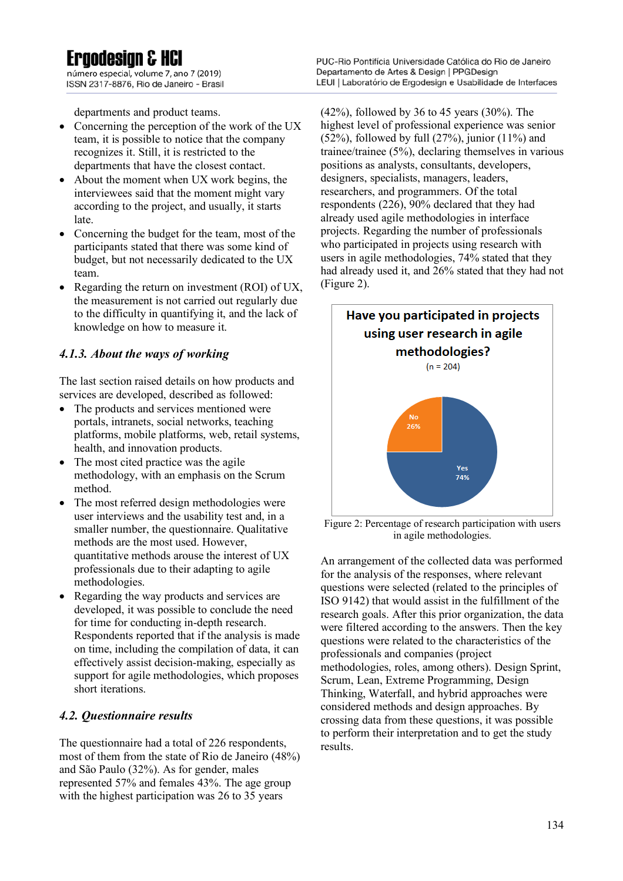departments and product teams.

- Concerning the perception of the work of the UX team, it is possible to notice that the company recognizes it. Still, it is restricted to the departments that have the closest contact.
- About the moment when UX work begins, the interviewees said that the moment might vary according to the project, and usually, it starts late.
- Concerning the budget for the team, most of the participants stated that there was some kind of budget, but not necessarily dedicated to the UX team.
- Regarding the return on investment (ROI) of UX, the measurement is not carried out regularly due to the difficulty in quantifying it, and the lack of knowledge on how to measure it.

### *4.1.3. About the ways of working*

The last section raised details on how products and services are developed, described as followed:

- The products and services mentioned were portals, intranets, social networks, teaching platforms, mobile platforms, web, retail systems, health, and innovation products.
- The most cited practice was the agile methodology, with an emphasis on the Scrum method.
- The most referred design methodologies were user interviews and the usability test and, in a smaller number, the questionnaire. Qualitative methods are the most used. However, quantitative methods arouse the interest of UX professionals due to their adapting to agile methodologies.
- Regarding the way products and services are developed, it was possible to conclude the need for time for conducting in-depth research. Respondents reported that if the analysis is made on time, including the compilation of data, it can effectively assist decision-making, especially as support for agile methodologies, which proposes short iterations.

## *4.2. Questionnaire results*

The questionnaire had a total of 226 respondents, most of them from the state of Rio de Janeiro (48%) and São Paulo (32%). As for gender, males represented 57% and females 43%. The age group with the highest participation was 26 to 35 years (42%), followed by 36 to 45 years (30%). The highest level of professional experience was senior (52%), followed by full (27%), junior (11%) and trainee/trainee (5%), declaring themselves in various positions as analysts, consultants, developers, designers, specialists, managers, leaders, researchers, and programmers. Of the total respondents (226), 90% declared that they had already used agile methodologies in interface projects. Regarding the number of professionals who participated in projects using research with users in agile methodologies, 74% stated that they had already used it, and 26% stated that they had not (Figure 2).

**Have you participated in projects using user research in agile methodologies?**
(n = 204)

No 26%
Yes 74%

Figure 2: Percentage of research participation with users in agile methodologies.

An arrangement of the collected data was performed for the analysis of the responses, where relevant questions were selected (related to the principles of ISO 9142) that would assist in the fulfillment of the research goals. After this prior organization, the data were filtered according to the answers. Then the key questions were related to the characteristics of the professionals and companies (project methodologies, roles, among others). Design Sprint, Scrum, Lean, Extreme Programming, Design Thinking, Waterfall, and hybrid approaches were considered methods and design approaches. By crossing data from these questions, it was possible to perform their interpretation and to get the study results.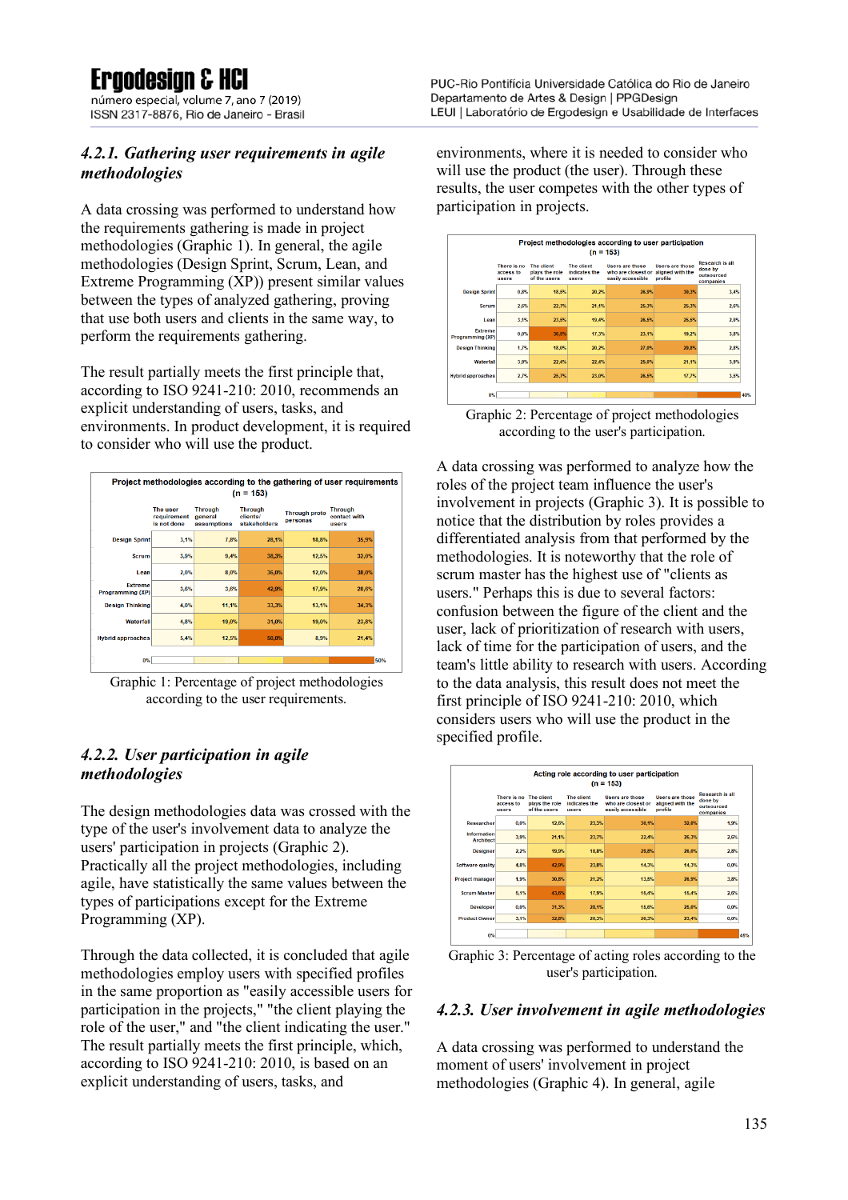### *4.2.1. Gathering user requirements in agile methodologies*

A data crossing was performed to understand how the requirements gathering is made in project methodologies (Graphic 1). In general, the agile methodologies (Design Sprint, Scrum, Lean, and Extreme Programming (XP)) present similar values between the types of analyzed gathering, proving that use both users and clients in the same way, to perform the requirements gathering.

The result partially meets the first principle that, according to ISO 9241-210: 2010, recommends an explicit understanding of users, tasks, and environments. In product development, it is required to consider who will use the product.

**Project methodologies according to the gathering of user requirements (n = 153)**

| | The user requirement is not done | Through general assumptions | Through clients/ stakeholders | Through proto personas | Through contact with users |
|---|---|---|---|---|---|
| Design Sprint | 3,1% | 7,8% | 28,1% | 18,8% | 35,9% |
| Scrum | 3,9% | 9,4% | 38,3% | 12,5% | 32,0% |
| Lean | 2,0% | 8,0% | 36,0% | 12,0% | 38,0% |
| Extreme Programming (XP) | 3,6% | 3,6% | 42,9% | 17,9% | 26,6% |
| Design Thinking | 4,0% | 11,1% | 33,3% | 13,1% | 34,3% |
| Waterfall | 4,8% | 19,0% | 31,0% | 19,0% | 23,8% |
| Hybrid approaches | 5,4% | 12,5% | 50,0% | 8,9% | 21,4% |

Graphic 1: Percentage of project methodologies according to the user requirements.

### *4.2.2. User participation in agile methodologies*

The design methodologies data was crossed with the type of the user's involvement data to analyze the users' participation in projects (Graphic 2). Practically all the project methodologies, including agile, have statistically the same values between the types of participations except for the Extreme Programming (XP).

Through the data collected, it is concluded that agile methodologies employ users with specified profiles in the same proportion as "easily accessible users for participation in the projects," "the client playing the role of the user," and "the client indicating the user." The result partially meets the first principle, which, according to ISO 9241-210: 2010, is based on an explicit understanding of users, tasks, and environments, where it is needed to consider who will use the product (the user). Through these results, the user competes with the other types of participation in projects.

**Project methodologies according to user participation (n = 153)**

| | There is no access to users | The client plays the role of the users | The client indicates the users | Users are those who are closest or easily accessible | Users are those aligned with the profile | Research is all done by outsourced companies |
|---|---|---|---|---|---|---|
| Design Sprint | 0,8% | 18,5% | 20,2% | 26,9% | 30,3% | 3,4% |
| Scrum | 2,6% | 22,7% | 21,1% | 25,3% | 25,3% | 2,6% |
| Lean | 3,1% | 23,5% | 19,4% | 26,5% | 25,5% | 2,0% |
| Extreme Programming (XP) | 0,0% | 36,5% | 17,3% | 23,1% | 19,2% | 3,8% |
| Design Thinking | 1,7% | 18,0% | 20,2% | 27,0% | 29,8% | 2,8% |
| Waterfall | 3,9% | 22,4% | 22,4% | 25,0% | 21,1% | 3,9% |
| Hybrid approaches | 2,7% | 26,7% | 23,0% | 26,5% | 17,7% | 3,5% |

Graphic 2: Percentage of project methodologies according to the user's participation.

A data crossing was performed to analyze how the roles of the project team influence the user's involvement in projects (Graphic 3). It is possible to notice that the distribution by roles provides a differentiated analysis from that performed by the methodologies. It is noteworthy that the role of scrum master has the highest use of "clients as users." Perhaps this is due to several factors: confusion between the figure of the client and the user, lack of prioritization of research with users, lack of time for the participation of users, and the team's little ability to research with users. According to the data analysis, this result does not meet the first principle of ISO 9241-210: 2010, which considers users who will use the product in the specified profile.

**Acting role according to user participation (n = 153)**

| | There is no access to users | The client plays the role of the users | The client indicates the users | Users are those who are closest or easily accessible | Users are those aligned with the profile | Research is all done by outsourced companies |
|---|---|---|---|---|---|---|
| Researcher | 0,0% | 12,6% | 23,5% | 30,1% | 32,0% | 1,9% |
| Information Architect | 3,9% | 21,1% | 23,7% | 22,4% | 26,3% | 2,6% |
| Designer | 2,2% | 19,9% | 18,8% | 29,8% | 26,0% | 2,8% |
| Software quality | 4,8% | 42,9% | 23,8% | 14,3% | 14,3% | 0,0% |
| Project manager | 1,9% | 30,8% | 21,2% | 13,5% | 26,9% | 3,8% |
| Scrum Master | 5,1% | 43,6% | 17,9% | 15,4% | 15,4% | 2,6% |
| Developer | 0,0% | 31,3% | 28,1% | 15,6% | 25,0% | 0,0% |
| Product Owner | 3,1% | 32,8% | 20,3% | 20,3% | 23,4% | 0,0% |

Graphic 3: Percentage of acting roles according to the user's participation.

### *4.2.3. User involvement in agile methodologies*

A data crossing was performed to understand the moment of users' involvement in project methodologies (Graphic 4). In general, agile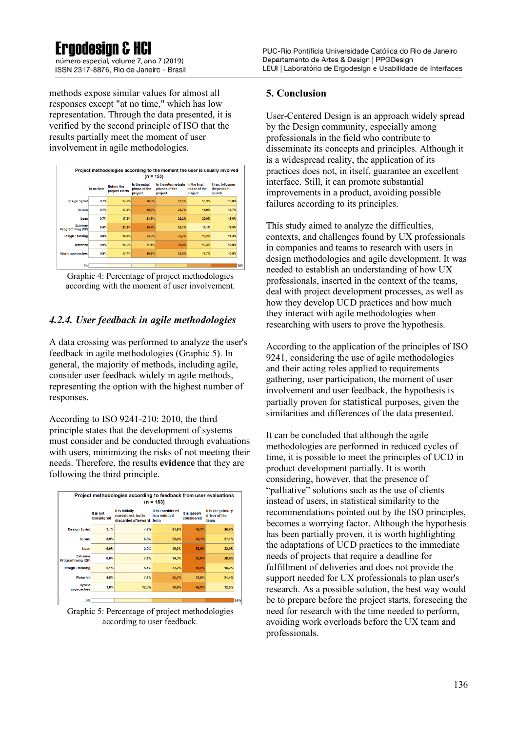methods expose similar values for almost all responses except "at no time," which has low representation. Through the data presented, it is verified by the second principle of ISO that the results partially meet the moment of user involvement in agile methodologies.

**Project methodologies according to the moment the user is usually involved (n = 153)**

| | In no time | Before the project starts | In the initial phase of the project | In the intermediate phases of the project | In the final phase of the project | Then, following the product launch |
|---|---|---|---|---|---|---|
| Design Sprint | 0,7% | 17,6% | 26,8% | 23,5% | 16,3% | 15,0% |
| Scrum | 0,7% | 17,0% | 28,0% | 23,7% | 18,0% | 12,7% |
| Lean | 0,7% | 17,8% | 23,7% | 22,2% | 20,0% | 15,6% |
| Extreme Programming (XP) | 0,0% | 23,2% | 30,4% | 20,3% | 10,1% | 15,9% |
| Design Thinking | 0,8% | 18,0% | 24,9% | 25,7% | 19,2% | 11,4% |
| Waterfall | 0,9% | 15,5% | 21,1% | 29,4% | 19,3% | 12,8% |
| Hybrid approaches | 0,8% | 17,7% | 26,2% | 23,8% | 17,7% | 13,8% |

Graphic 4: Percentage of project methodologies according with the moment of user involvement.

### *4.2.4. User feedback in agile methodologies*

A data crossing was performed to analyze the user's feedback in agile methodologies (Graphic 5). In general, the majority of methods, including agile, consider user feedback widely in agile methods, representing the option with the highest number of responses.

According to ISO 9241-210: 2010, the third principle states that the development of systems must consider and be conducted through evaluations with users, minimizing the risks of not meeting their needs. Therefore, the results **evidence** that they are following the third principle.

**Project methodologies according to feedback from user evaluations (n = 153)**

| | It is not considered | It is initially considered, but is discarded afterward | It is considered in a reduced form | It is largely considered | It is the primary driver of the team |
|---|---|---|---|---|---|
| Design Sprint | 3,1% | 4,7% | 21,9% | 45,3% | 25,0% |
| Scrum | 3,5% | 5,5% | 23,4% | 46,1% | 21,1% |
| Lean | 6,0% | 2,0% | 18,0% | 52,0% | 22,0% |
| Extreme Programming (XP) | 0,0% | 7,1% | 14,3% | 50,0% | 28,6% |
| Design Thinking | 5,1% | 5,1% | 22,2% | 49,6% | 18,2% |
| Waterfall | 4,8% | 7,1% | 35,7% | 31,0% | 21,4% |
| Hybrid approaches | 1,8% | 12,5% | 30,4% | 42,9% | 12,5% |

Graphic 5: Percentage of project methodologies according to user feedback.

## 5. Conclusion

User-Centered Design is an approach widely spread by the Design community, especially among professionals in the field who contribute to disseminate its concepts and principles. Although it is a widespread reality, the application of its practices does not, in itself, guarantee an excellent interface. Still, it can promote substantial improvements in a product, avoiding possible failures according to its principles.

This study aimed to analyze the difficulties, contexts, and challenges found by UX professionals in companies and teams to research with users in design methodologies and agile development. It was needed to establish an understanding of how UX professionals, inserted in the context of the teams, deal with project development processes, as well as how they develop UCD practices and how much they interact with agile methodologies when researching with users to prove the hypothesis.

According to the application of the principles of ISO 9241, considering the use of agile methodologies and their acting roles applied to requirements gathering, user participation, the moment of user involvement and user feedback, the hypothesis is partially proven for statistical purposes, given the similarities and differences of the data presented.

It can be concluded that although the agile methodologies are performed in reduced cycles of time, it is possible to meet the principles of UCD in product development partially. It is worth considering, however, that the presence of "palliative" solutions such as the use of clients instead of users, in statistical similarity to the recommendations pointed out by the ISO principles, becomes a worrying factor. Although the hypothesis has been partially proven, it is worth highlighting the adaptations of UCD practices to the immediate needs of projects that require a deadline for fulfillment of deliveries and does not provide the support needed for UX professionals to plan user's research. As a possible solution, the best way would be to prepare before the project starts, foreseeing the need for research with the time needed to perform, avoiding work overloads before the UX team and professionals.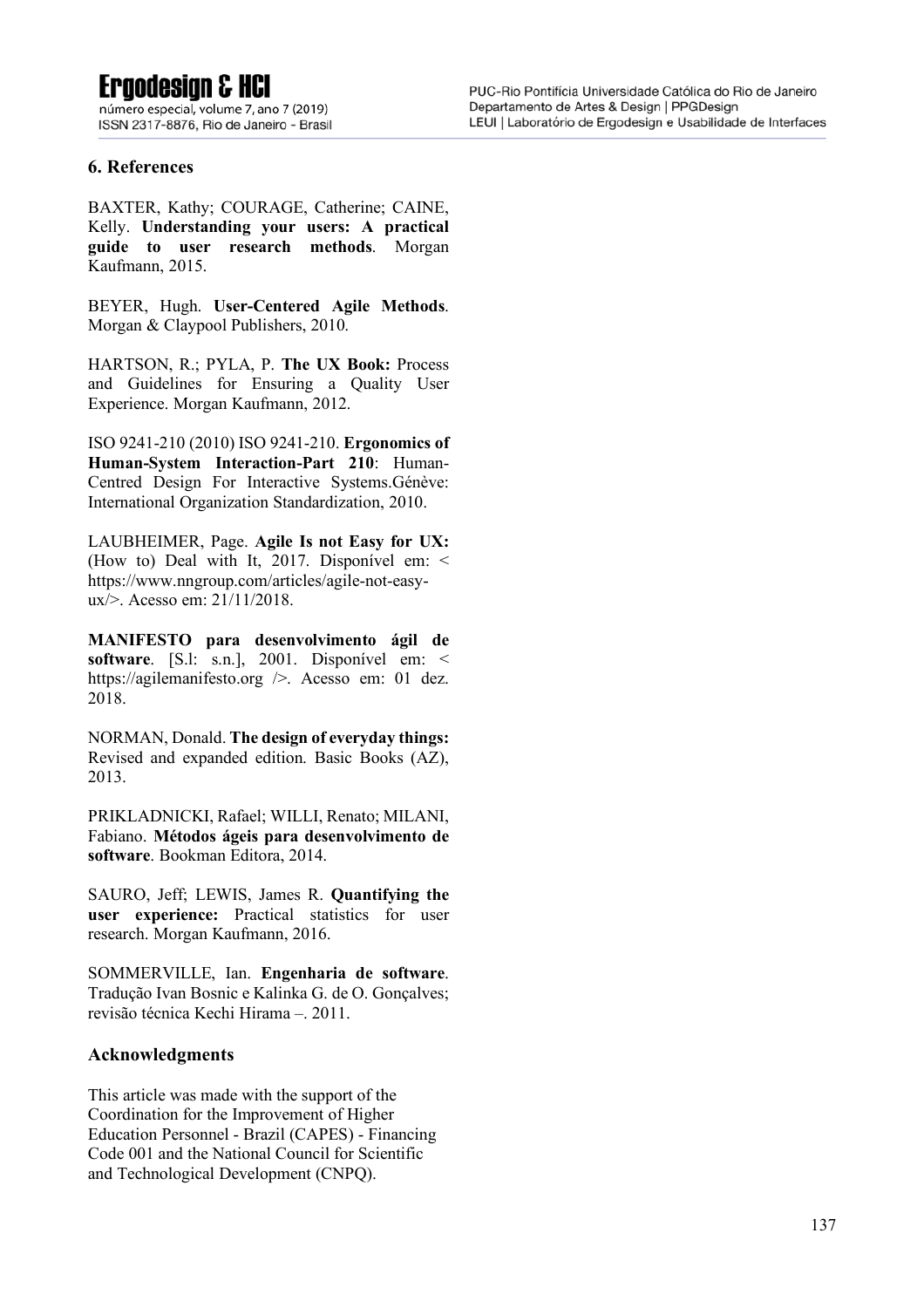## 6. References

BAXTER, Kathy; COURAGE, Catherine; CAINE, Kelly. **Understanding your users: A practical guide to user research methods**. Morgan Kaufmann, 2015.

BEYER, Hugh. **User-Centered Agile Methods**. Morgan & Claypool Publishers, 2010.

HARTSON, R.; PYLA, P. **The UX Book:** Process and Guidelines for Ensuring a Quality User Experience. Morgan Kaufmann, 2012.

ISO 9241-210 (2010) ISO 9241-210. **Ergonomics of Human-System Interaction-Part 210**: Human-Centred Design For Interactive Systems.Génève: International Organization Standardization, 2010.

LAUBHEIMER, Page. **Agile Is not Easy for UX:** (How to) Deal with It, 2017. Disponível em: < https://www.nngroup.com/articles/agile-not-easy-ux/>. Acesso em: 21/11/2018.

**MANIFESTO para desenvolvimento ágil de software**. [S.l: s.n.], 2001. Disponível em: < https://agilemanifesto.org />. Acesso em: 01 dez. 2018.

NORMAN, Donald. **The design of everyday things:** Revised and expanded edition. Basic Books (AZ), 2013.

PRIKLADNICKI, Rafael; WILLI, Renato; MILANI, Fabiano. **Métodos ágeis para desenvolvimento de software**. Bookman Editora, 2014.

SAURO, Jeff; LEWIS, James R. **Quantifying the user experience:** Practical statistics for user research. Morgan Kaufmann, 2016.

SOMMERVILLE, Ian. **Engenharia de software**. Tradução Ivan Bosnic e Kalinka G. de O. Gonçalves; revisão técnica Kechi Hirama –. 2011.

## Acknowledgments

This article was made with the support of the Coordination for the Improvement of Higher Education Personnel - Brazil (CAPES) - Financing Code 001 and the National Council for Scientific and Technological Development (CNPQ).